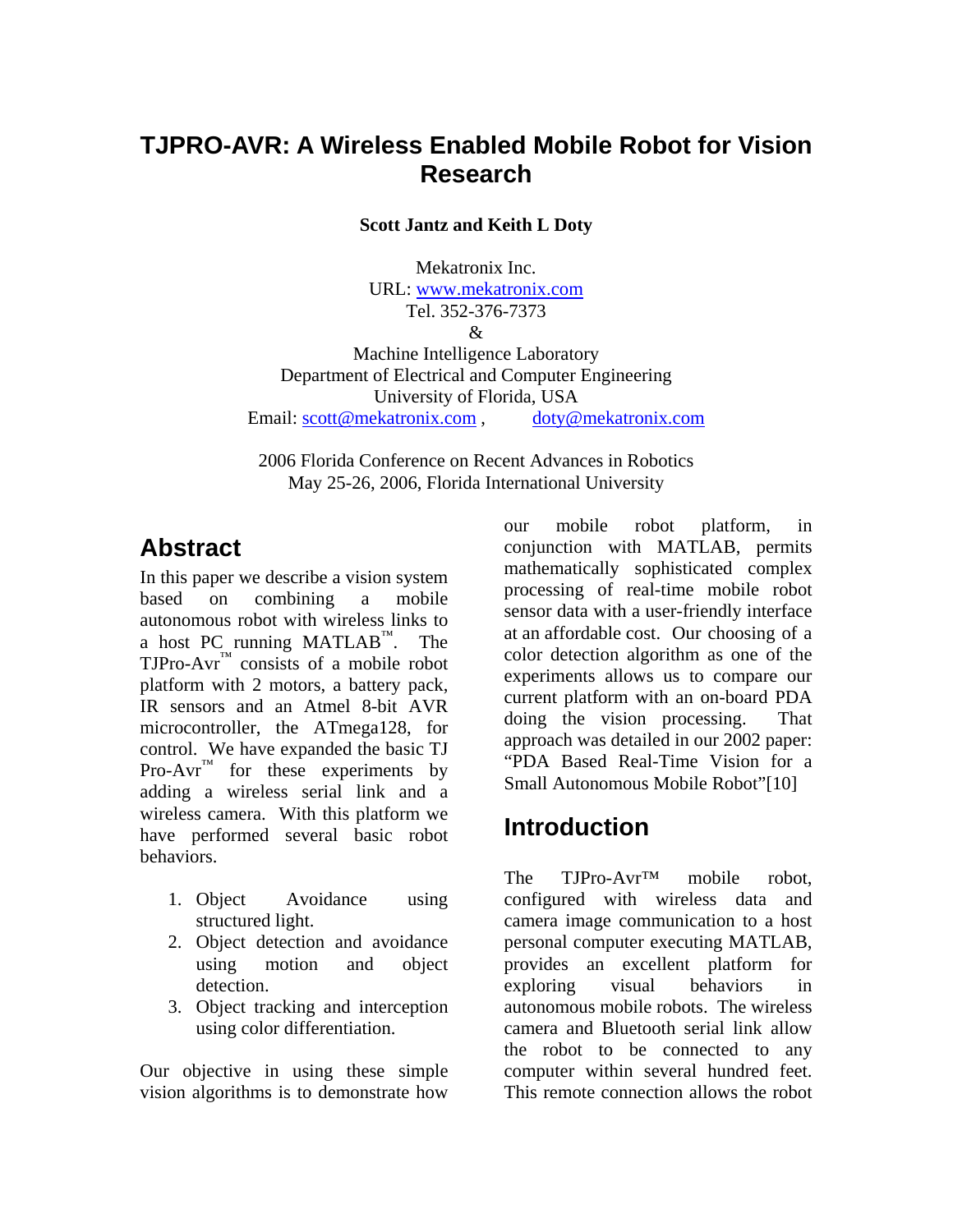# TJPRO-AVR: A Wireless Enabled Mobile Robot for Vision Research

**Scott Jantz and Keith L Doty**

Mekatronix Inc.
URL: www.mekatronix.com
Tel. 352-376-7373
&
Machine Intelligence Laboratory
Department of Electrical and Computer Engineering
University of Florida, USA
Email: scott@mekatronix.com , doty@mekatronix.com

2006 Florida Conference on Recent Advances in Robotics
May 25-26, 2006, Florida International University

## Abstract

In this paper we describe a vision system based on combining a mobile autonomous robot with wireless links to a host PC running MATLAB™. The TJPro-Avr™ consists of a mobile robot platform with 2 motors, a battery pack, IR sensors and an Atmel 8-bit AVR microcontroller, the ATmega128, for control. We have expanded the basic TJ Pro-Avr™ for these experiments by adding a wireless serial link and a wireless camera. With this platform we have performed several basic robot behaviors.

1. Object Avoidance using structured light.
2. Object detection and avoidance using motion and object detection.
3. Object tracking and interception using color differentiation.

Our objective in using these simple vision algorithms is to demonstrate how our mobile robot platform, in conjunction with MATLAB, permits mathematically sophisticated complex processing of real-time mobile robot sensor data with a user-friendly interface at an affordable cost. Our choosing of a color detection algorithm as one of the experiments allows us to compare our current platform with an on-board PDA doing the vision processing. That approach was detailed in our 2002 paper: "PDA Based Real-Time Vision for a Small Autonomous Mobile Robot"[10]

## Introduction

The TJPro-Avr™ mobile robot, configured with wireless data and camera image communication to a host personal computer executing MATLAB, provides an excellent platform for exploring visual behaviors in autonomous mobile robots. The wireless camera and Bluetooth serial link allow the robot to be connected to any computer within several hundred feet. This remote connection allows the robot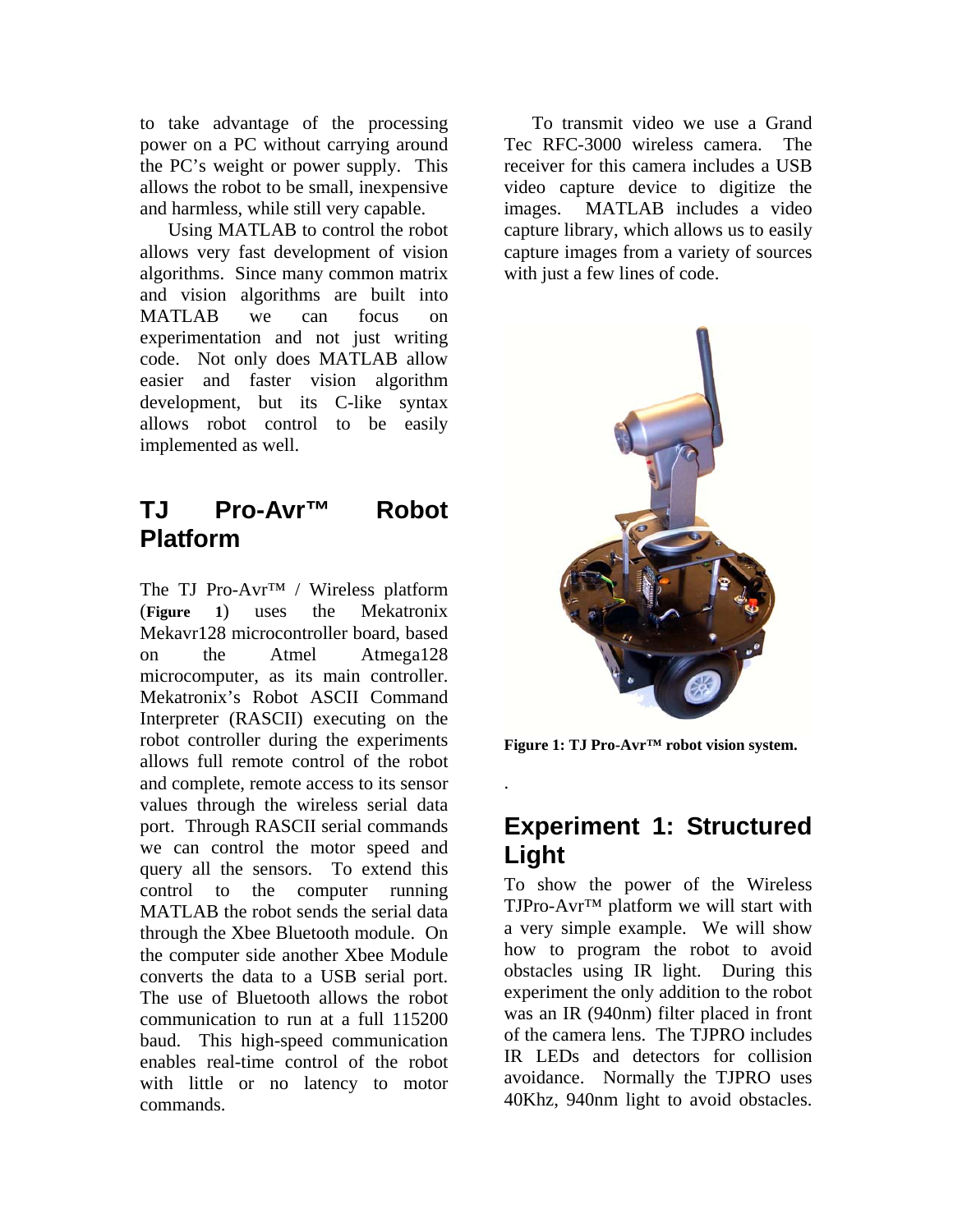to take advantage of the processing power on a PC without carrying around the PC's weight or power supply. This allows the robot to be small, inexpensive and harmless, while still very capable.

Using MATLAB to control the robot allows very fast development of vision algorithms. Since many common matrix and vision algorithms are built into MATLAB we can focus on experimentation and not just writing code. Not only does MATLAB allow easier and faster vision algorithm development, but its C-like syntax allows robot control to be easily implemented as well.

## TJ Pro-Avr™ Robot Platform

The TJ Pro-Avr™ / Wireless platform (**Figure 1**) uses the Mekatronix Mekavr128 microcontroller board, based on the Atmel Atmega128 microcomputer, as its main controller. Mekatronix's Robot ASCII Command Interpreter (RASCII) executing on the robot controller during the experiments allows full remote control of the robot and complete, remote access to its sensor values through the wireless serial data port. Through RASCII serial commands we can control the motor speed and query all the sensors. To extend this control to the computer running MATLAB the robot sends the serial data through the Xbee Bluetooth module. On the computer side another Xbee Module converts the data to a USB serial port. The use of Bluetooth allows the robot communication to run at a full 115200 baud. This high-speed communication enables real-time control of the robot with little or no latency to motor commands.

To transmit video we use a Grand Tec RFC-3000 wireless camera. The receiver for this camera includes a USB video capture device to digitize the images. MATLAB includes a video capture library, which allows us to easily capture images from a variety of sources with just a few lines of code.

**Figure 1: TJ Pro-Avr™ robot vision system.**

.

## Experiment 1: Structured Light

To show the power of the Wireless TJPro-Avr™ platform we will start with a very simple example. We will show how to program the robot to avoid obstacles using IR light. During this experiment the only addition to the robot was an IR (940nm) filter placed in front of the camera lens. The TJPRO includes IR LEDs and detectors for collision avoidance. Normally the TJPRO uses 40Khz, 940nm light to avoid obstacles.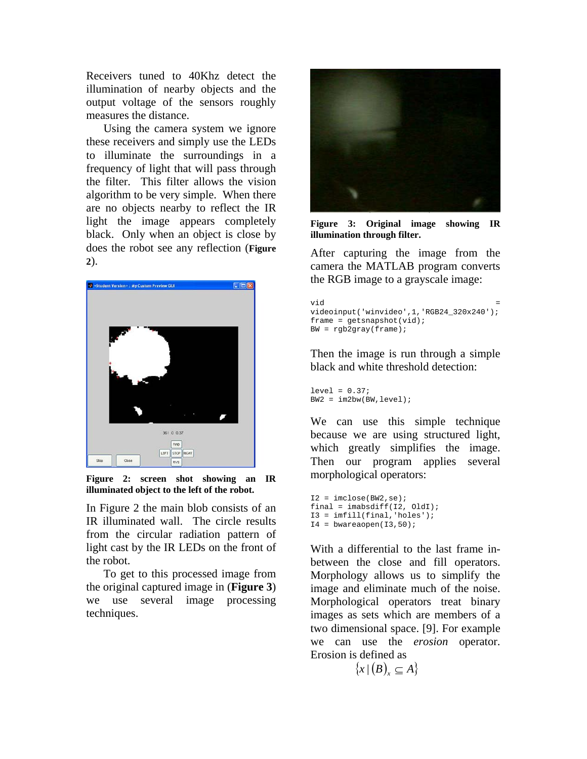Receivers tuned to 40Khz detect the illumination of nearby objects and the output voltage of the sensors roughly measures the distance.

Using the camera system we ignore these receivers and simply use the LEDs to illuminate the surroundings in a frequency of light that will pass through the filter. This filter allows the vision algorithm to be very simple. When there are no objects nearby to reflect the IR light the image appears completely black. Only when an object is close by does the robot see any reflection (**Figure 2**).

**Figure 2: screen shot showing an IR illuminated object to the left of the robot.**

In Figure 2 the main blob consists of an IR illuminated wall. The circle results from the circular radiation pattern of light cast by the IR LEDs on the front of the robot.

To get to this processed image from the original captured image in (**Figure 3**) we use several image processing techniques.

**Figure 3: Original image showing IR illumination through filter.**

After capturing the image from the camera the MATLAB program converts the RGB image to a grayscale image:

```
vid = videoinput('winvideo',1,'RGB24_320x240');
frame = getsnapshot(vid);
BW = rgb2gray(frame);
```

Then the image is run through a simple black and white threshold detection:

```
level = 0.37;
BW2 = im2bw(BW,level);
```

We can use this simple technique because we are using structured light, which greatly simplifies the image. Then our program applies several morphological operators:

```
I2 = imclose(BW2,se);
final = imabsdiff(I2, OldI);
I3 = imfill(final,'holes');
I4 = bwareaopen(I3,50);
```

With a differential to the last frame in-between the close and fill operators. Morphology allows us to simplify the image and eliminate much of the noise. Morphological operators treat binary images as sets which are members of a two dimensional space. [9]. For example we can use the *erosion* operator. Erosion is defined as

$$\{x \mid (B)_x \subseteq A\}$$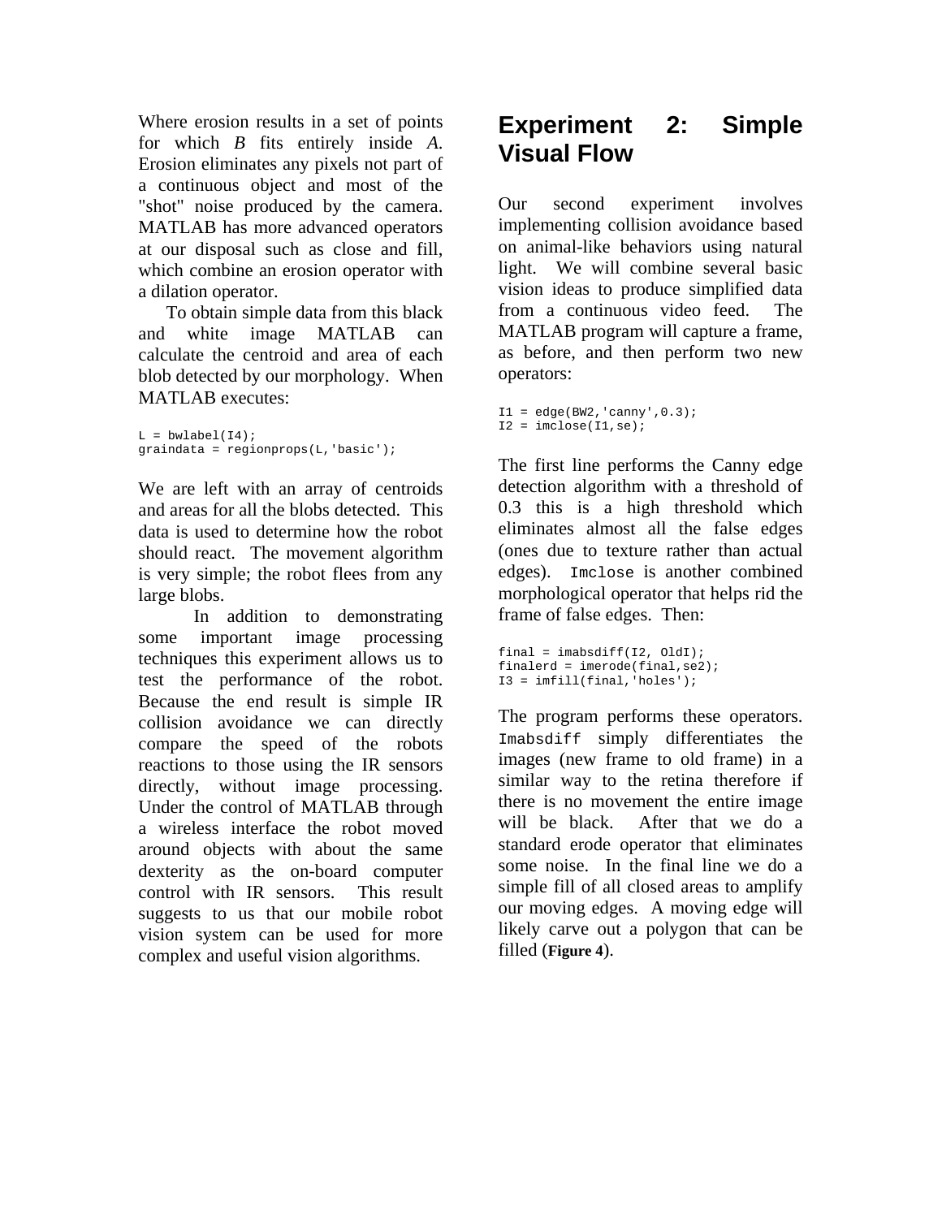Where erosion results in a set of points for which *B* fits entirely inside *A*. Erosion eliminates any pixels not part of a continuous object and most of the "shot" noise produced by the camera. MATLAB has more advanced operators at our disposal such as close and fill, which combine an erosion operator with a dilation operator.

To obtain simple data from this black and white image MATLAB can calculate the centroid and area of each blob detected by our morphology. When MATLAB executes:

```
L = bwlabel(I4);
graindata = regionprops(L,'basic');
```

We are left with an array of centroids and areas for all the blobs detected. This data is used to determine how the robot should react. The movement algorithm is very simple; the robot flees from any large blobs.

In addition to demonstrating some important image processing techniques this experiment allows us to test the performance of the robot. Because the end result is simple IR collision avoidance we can directly compare the speed of the robots reactions to those using the IR sensors directly, without image processing. Under the control of MATLAB through a wireless interface the robot moved around objects with about the same dexterity as the on-board computer control with IR sensors. This result suggests to us that our mobile robot vision system can be used for more complex and useful vision algorithms.

# Experiment 2: Simple Visual Flow

Our second experiment involves implementing collision avoidance based on animal-like behaviors using natural light. We will combine several basic vision ideas to produce simplified data from a continuous video feed. The MATLAB program will capture a frame, as before, and then perform two new operators:

```
I1 = edge(BW2,'canny',0.3);
I2 = imclose(I1,se);
```

The first line performs the Canny edge detection algorithm with a threshold of 0.3 this is a high threshold which eliminates almost all the false edges (ones due to texture rather than actual edges). `Imclose` is another combined morphological operator that helps rid the frame of false edges. Then:

```
final = imabsdiff(I2, OldI);
finalerd = imerode(final,se2);
I3 = imfill(final,'holes');
```

The program performs these operators. `Imabsdiff` simply differentiates the images (new frame to old frame) in a similar way to the retina therefore if there is no movement the entire image will be black. After that we do a standard erode operator that eliminates some noise. In the final line we do a simple fill of all closed areas to amplify our moving edges. A moving edge will likely carve out a polygon that can be filled (**Figure 4**).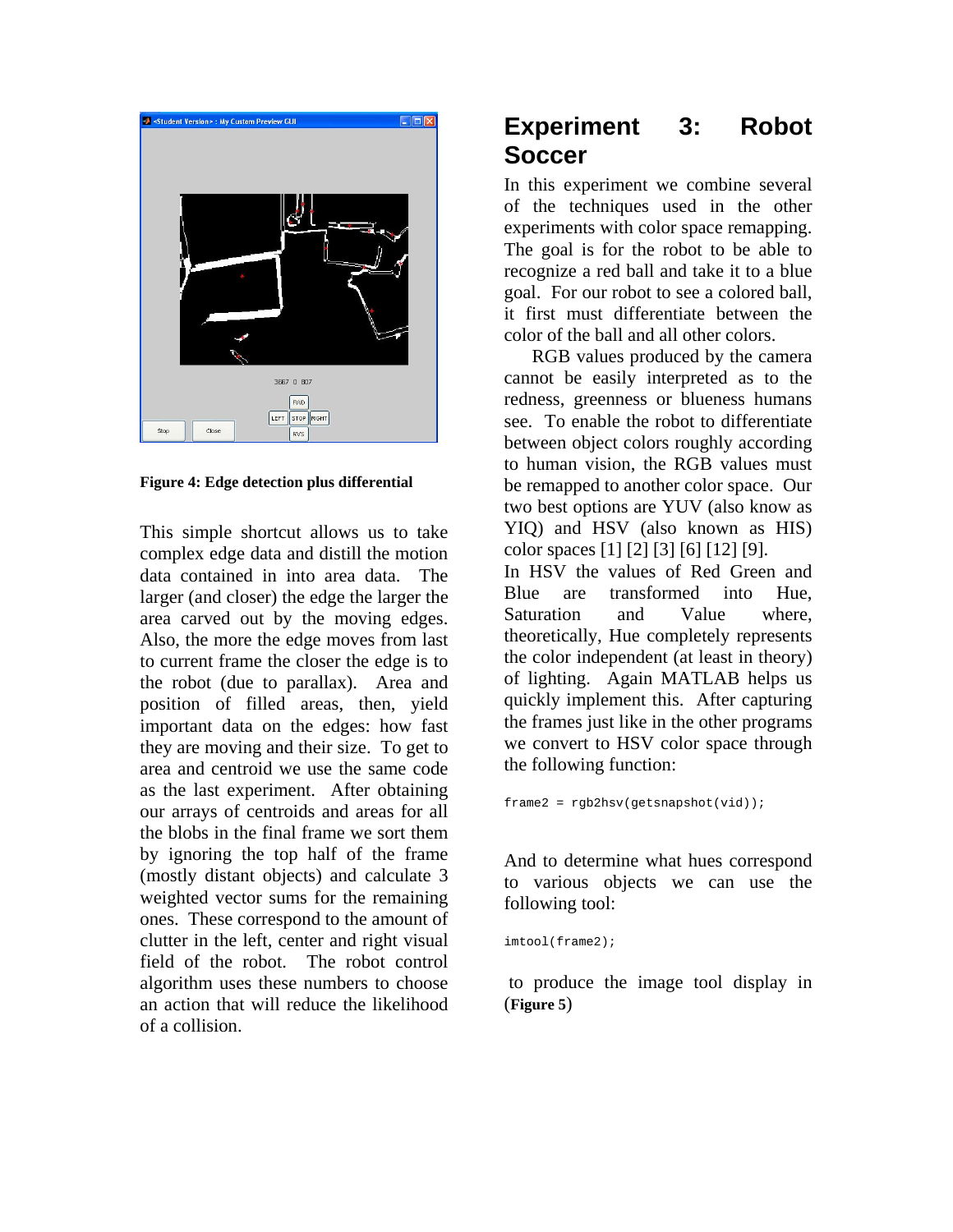**Figure 4: Edge detection plus differential**

This simple shortcut allows us to take complex edge data and distill the motion data contained in into area data. The larger (and closer) the edge the larger the area carved out by the moving edges. Also, the more the edge moves from last to current frame the closer the edge is to the robot (due to parallax). Area and position of filled areas, then, yield important data on the edges: how fast they are moving and their size. To get to area and centroid we use the same code as the last experiment. After obtaining our arrays of centroids and areas for all the blobs in the final frame we sort them by ignoring the top half of the frame (mostly distant objects) and calculate 3 weighted vector sums for the remaining ones. These correspond to the amount of clutter in the left, center and right visual field of the robot. The robot control algorithm uses these numbers to choose an action that will reduce the likelihood of a collision.

## Experiment 3: Robot Soccer

In this experiment we combine several of the techniques used in the other experiments with color space remapping. The goal is for the robot to be able to recognize a red ball and take it to a blue goal. For our robot to see a colored ball, it first must differentiate between the color of the ball and all other colors.

RGB values produced by the camera cannot be easily interpreted as to the redness, greenness or blueness humans see. To enable the robot to differentiate between object colors roughly according to human vision, the RGB values must be remapped to another color space. Our two best options are YUV (also know as YIQ) and HSV (also known as HIS) color spaces [1] [2] [3] [6] [12] [9].

In HSV the values of Red Green and Blue are transformed into Hue, Saturation and Value where, theoretically, Hue completely represents the color independent (at least in theory) of lighting. Again MATLAB helps us quickly implement this. After capturing the frames just like in the other programs we convert to HSV color space through the following function:

```
frame2 = rgb2hsv(getsnapshot(vid));
```

And to determine what hues correspond to various objects we can use the following tool:

```
imtool(frame2);
```

to produce the image tool display in (**Figure 5**)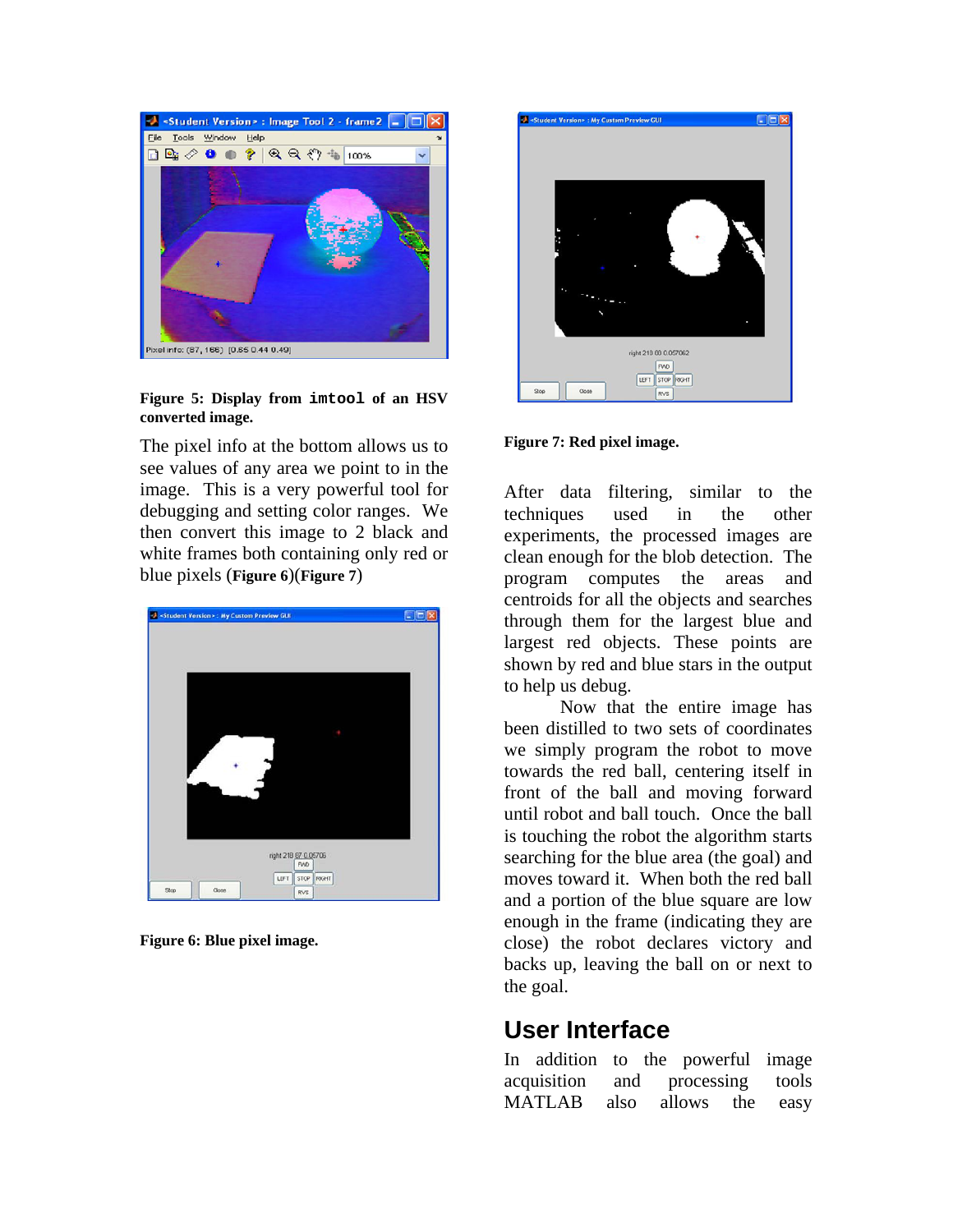**Figure 5: Display from `imtool` of an HSV converted image.**

The pixel info at the bottom allows us to see values of any area we point to in the image. This is a very powerful tool for debugging and setting color ranges. We then convert this image to 2 black and white frames both containing only red or blue pixels (**Figure 6**)(**Figure 7**)

**Figure 6: Blue pixel image.**

**Figure 7: Red pixel image.**

After data filtering, similar to the techniques used in the other experiments, the processed images are clean enough for the blob detection. The program computes the areas and centroids for all the objects and searches through them for the largest blue and largest red objects. These points are shown by red and blue stars in the output to help us debug.

Now that the entire image has been distilled to two sets of coordinates we simply program the robot to move towards the red ball, centering itself in front of the ball and moving forward until robot and ball touch. Once the ball is touching the robot the algorithm starts searching for the blue area (the goal) and moves toward it. When both the red ball and a portion of the blue square are low enough in the frame (indicating they are close) the robot declares victory and backs up, leaving the ball on or next to the goal.

## User Interface

In addition to the powerful image acquisition and processing tools MATLAB also allows the easy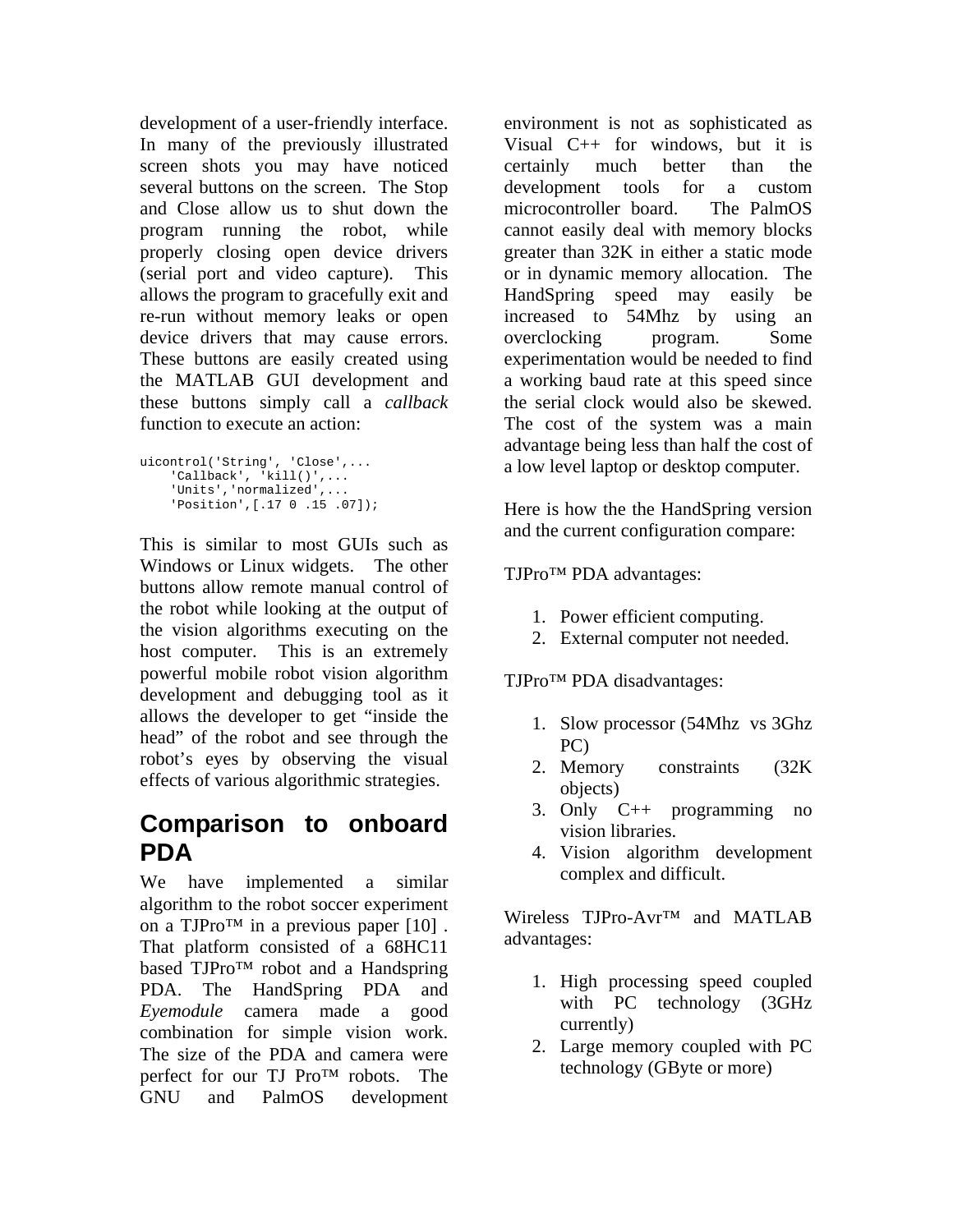development of a user-friendly interface. In many of the previously illustrated screen shots you may have noticed several buttons on the screen. The Stop and Close allow us to shut down the program running the robot, while properly closing open device drivers (serial port and video capture). This allows the program to gracefully exit and re-run without memory leaks or open device drivers that may cause errors. These buttons are easily created using the MATLAB GUI development and these buttons simply call a *callback* function to execute an action:

```
uicontrol('String', 'Close',...
    'Callback', 'kill()',...
    'Units','normalized',...
    'Position',[.17 0 .15 .07]);
```

This is similar to most GUIs such as Windows or Linux widgets. The other buttons allow remote manual control of the robot while looking at the output of the vision algorithms executing on the host computer. This is an extremely powerful mobile robot vision algorithm development and debugging tool as it allows the developer to get "inside the head" of the robot and see through the robot's eyes by observing the visual effects of various algorithmic strategies.

## Comparison to onboard PDA

We have implemented a similar algorithm to the robot soccer experiment on a TJPro™ in a previous paper [10] . That platform consisted of a 68HC11 based TJPro™ robot and a Handspring PDA. The HandSpring PDA and *Eyemodule* camera made a good combination for simple vision work. The size of the PDA and camera were perfect for our TJ Pro™ robots. The GNU and PalmOS development environment is not as sophisticated as Visual C++ for windows, but it is certainly much better than the development tools for a custom microcontroller board. The PalmOS cannot easily deal with memory blocks greater than 32K in either a static mode or in dynamic memory allocation. The HandSpring speed may easily be increased to 54Mhz by using an overclocking program. Some experimentation would be needed to find a working baud rate at this speed since the serial clock would also be skewed. The cost of the system was a main advantage being less than half the cost of a low level laptop or desktop computer.

Here is how the the HandSpring version and the current configuration compare:

TJPro™ PDA advantages:

1. Power efficient computing.
2. External computer not needed.

TJPro™ PDA disadvantages:

1. Slow processor (54Mhz vs 3Ghz PC)
2. Memory constraints (32K objects)
3. Only C++ programming no vision libraries.
4. Vision algorithm development complex and difficult.

Wireless TJPro-Avr™ and MATLAB advantages:

1. High processing speed coupled with PC technology (3GHz currently)
2. Large memory coupled with PC technology (GByte or more)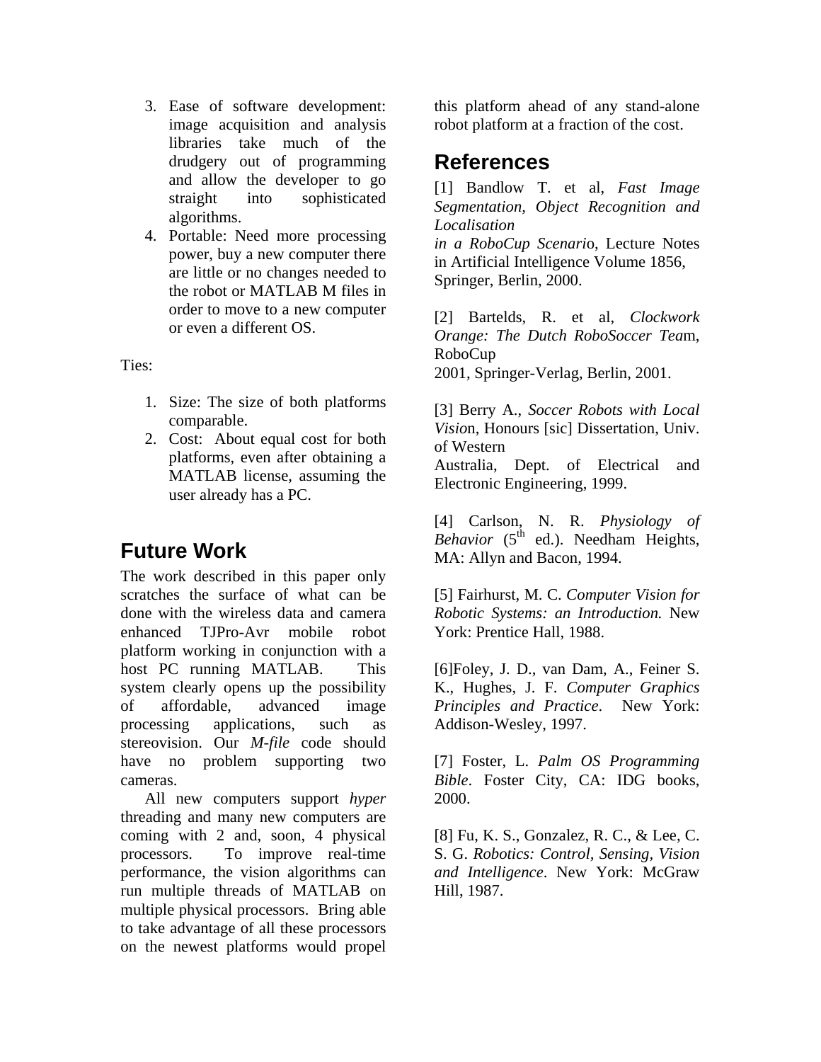3. Ease of software development: image acquisition and analysis libraries take much of the drudgery out of programming and allow the developer to go straight into sophisticated algorithms.
4. Portable: Need more processing power, buy a new computer there are little or no changes needed to the robot or MATLAB M files in order to move to a new computer or even a different OS.

Ties:

1. Size: The size of both platforms comparable.
2. Cost: About equal cost for both platforms, even after obtaining a MATLAB license, assuming the user already has a PC.

## Future Work

The work described in this paper only scratches the surface of what can be done with the wireless data and camera enhanced TJPro-Avr mobile robot platform working in conjunction with a host PC running MATLAB. This system clearly opens up the possibility of affordable, advanced image processing applications, such as stereovision. Our *M-file* code should have no problem supporting two cameras.

All new computers support *hyper* threading and many new computers are coming with 2 and, soon, 4 physical processors. To improve real-time performance, the vision algorithms can run multiple threads of MATLAB on multiple physical processors. Bring able to take advantage of all these processors on the newest platforms would propel this platform ahead of any stand-alone robot platform at a fraction of the cost.

## References

[1] Bandlow T. et al, *Fast Image Segmentation, Object Recognition and Localisation in a RoboCup Scenari*o, Lecture Notes in Artificial Intelligence Volume 1856, Springer, Berlin, 2000.

[2] Bartelds, R. et al, *Clockwork Orange: The Dutch RoboSoccer Tea*m, RoboCup 2001, Springer-Verlag, Berlin, 2001.

[3] Berry A., *Soccer Robots with Local Visio*n, Honours [sic] Dissertation, Univ. of Western Australia, Dept. of Electrical and Electronic Engineering, 1999.

[4] Carlson, N. R. *Physiology of Behavior* (5th ed.). Needham Heights, MA: Allyn and Bacon, 1994.

[5] Fairhurst, M. C. *Computer Vision for Robotic Systems: an Introduction.* New York: Prentice Hall, 1988.

[6]Foley, J. D., van Dam, A., Feiner S. K., Hughes, J. F. *Computer Graphics Principles and Practice*. New York: Addison-Wesley, 1997.

[7] Foster, L. *Palm OS Programming Bible*. Foster City, CA: IDG books, 2000.

[8] Fu, K. S., Gonzalez, R. C., & Lee, C. S. G. *Robotics: Control, Sensing, Vision and Intelligence*. New York: McGraw Hill, 1987.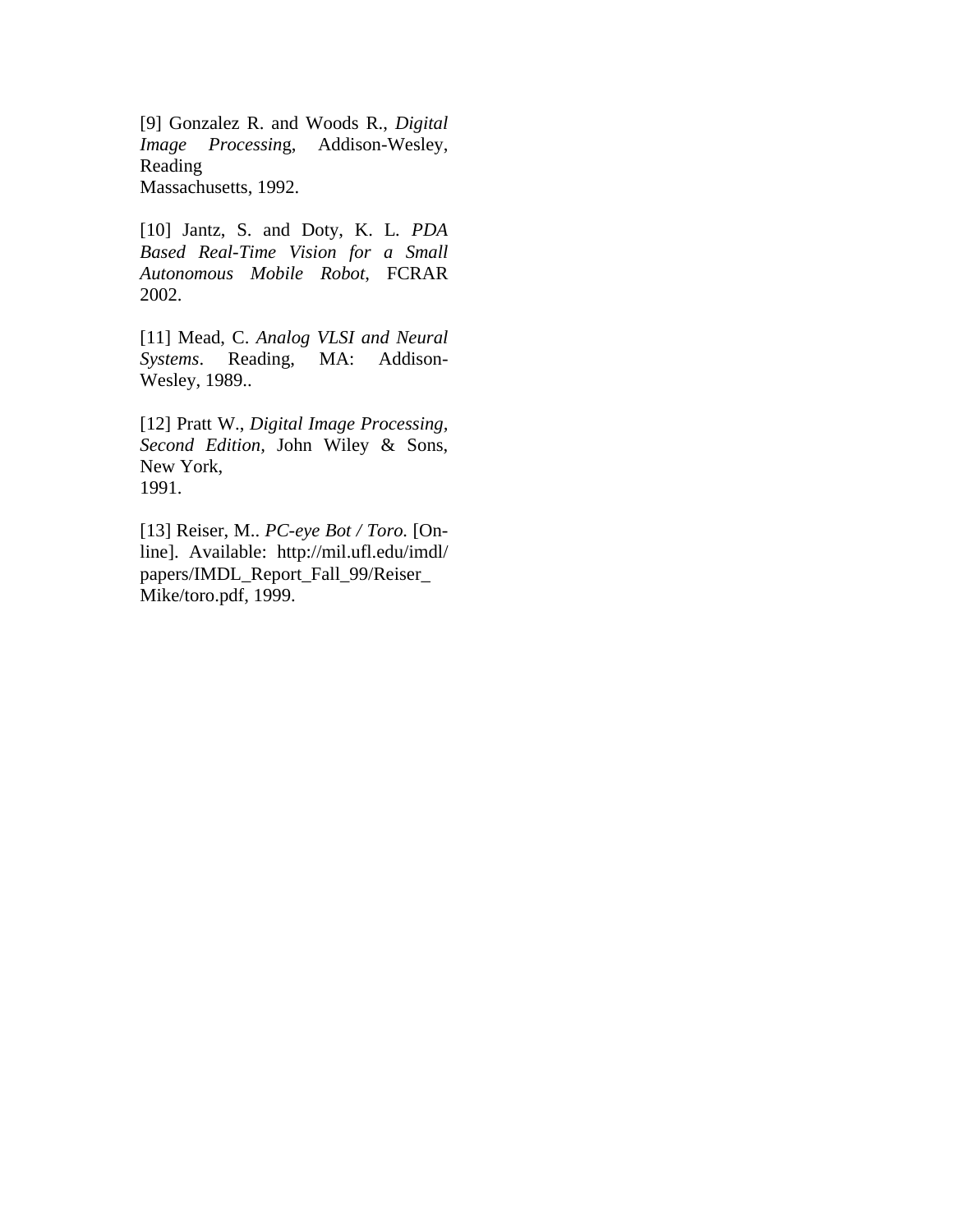[9] Gonzalez R. and Woods R., *Digital Image Processing*, Addison-Wesley, Reading Massachusetts, 1992.

[10] Jantz, S. and Doty, K. L. *PDA Based Real-Time Vision for a Small Autonomous Mobile Robot*, FCRAR 2002.

[11] Mead, C. *Analog VLSI and Neural Systems*. Reading, MA: Addison-Wesley, 1989..

[12] Pratt W., *Digital Image Processing, Second Edition*, John Wiley & Sons, New York, 1991.

[13] Reiser, M.. *PC-eye Bot / Toro.* [On-line]. Available: http://mil.ufl.edu/imdl/papers/IMDL_Report_Fall_99/Reiser_Mike/toro.pdf, 1999.